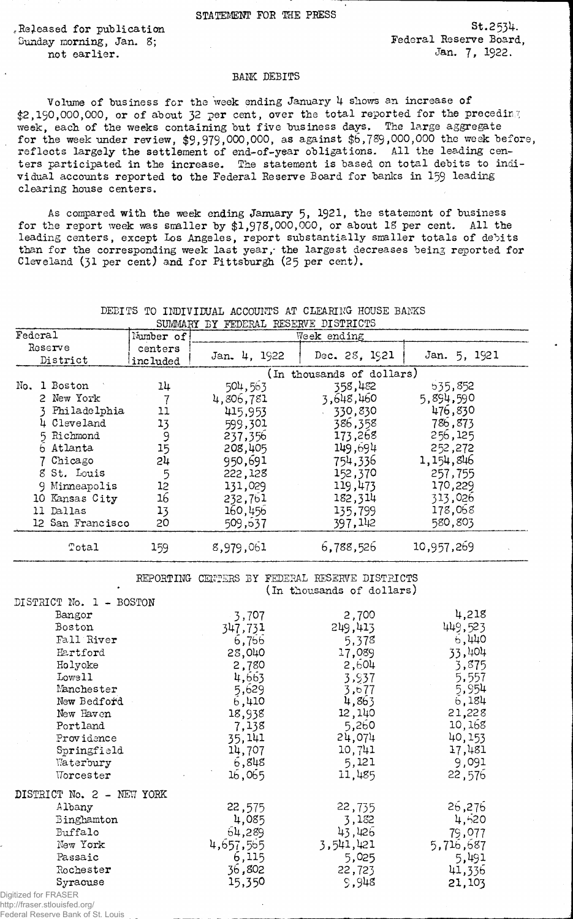STATEMENT FOR THE PRESS

Released for publication Sunday morning, Jan. 8; not earlier.

St.2534.
Federal Reserve Board,
Jan. 7, 1922.

## BANK DEBITS

Volume of business for the week ending January 4 shows an increase of $2,190,000,000, or of about 32 per cent, over the total reported for the preceding week, each of the weeks containing but five business days. The large aggregate for the week under review, $9,979,000,000, as against $6,789,000,000 the week before, reflects largely the settlement of end-of-year obligations. All the leading centers participated in the increase. The statement is based on total debits to individual accounts reported to the Federal Reserve Board for banks in 159 leading clearing house centers.

As compared with the week ending January 5, 1921, the statement of business for the report week was smaller by $1,978,000,000, or about 18 per cent. All the leading centers, except Los Angeles, report substantially smaller totals of debits than for the corresponding week last year, the largest decreases being reported for Cleveland (31 per cent) and for Pittsburgh (25 per cent).

DEBITS TO INDIVIDUAL ACCOUNTS AT CLEARING HOUSE BANKS
SUMMARY BY FEDERAL RESERVE DISTRICTS

| Federal Reserve District | Number of centers included | Week ending Jan. 4, 1922 | Dec. 28, 1921 | Jan. 5, 1921 |
|---|---|---|---|---|
| | | (In thousands of dollars) | | |
| No. 1 Boston | 14 | 504,563 | 358,482 | 635,852 |
| 2 New York | 7 | 4,806,781 | 3,648,460 | 5,894,590 |
| 3 Philadelphia | 11 | 415,953 | 330,830 | 476,830 |
| 4 Cleveland | 13 | 599,301 | 386,358 | 786,873 |
| 5 Richmond | 9 | 237,356 | 173,268 | 256,125 |
| 6 Atlanta | 15 | 208,405 | 149,694 | 252,272 |
| 7 Chicago | 24 | 950,691 | 754,336 | 1,154,846 |
| 8 St. Louis | 5 | 222,128 | 152,370 | 257,755 |
| 9 Minneapolis | 12 | 131,029 | 119,473 | 170,229 |
| 10 Kansas City | 16 | 232,761 | 182,314 | 313,026 |
| 11 Dallas | 13 | 160,456 | 135,799 | 178,068 |
| 12 San Francisco | 20 | 509,637 | 397,142 | 580,803 |
| Total | 159 | 8,979,061 | 6,788,526 | 10,957,269 |

REPORTING CENTERS BY FEDERAL RESERVE DISTRICTS
(In thousands of dollars)

| | Jan. 4, 1922 | Dec. 28, 1921 | Jan. 5, 1921 |
|---|---|---|---|
| DISTRICT No. 1 - BOSTON | | | |
| Bangor | 3,707 | 2,700 | 4,218 |
| Boston | 347,731 | 249,413 | 449,523 |
| Fall River | 6,766 | 5,378 | 6,440 |
| Hartford | 28,040 | 17,089 | 33,404 |
| Holyoke | 2,780 | 2,604 | 3,875 |
| Lowell | 4,663 | 3,937 | 5,557 |
| Manchester | 5,629 | 3,677 | 5,954 |
| New Bedford | 6,410 | 4,863 | 6,184 |
| New Haven | 18,938 | 12,140 | 21,228 |
| Portland | 7,138 | 5,260 | 10,168 |
| Providence | 35,141 | 24,074 | 40,153 |
| Springfield | 14,707 | 10,741 | 17,481 |
| Waterbury | 6,848 | 5,121 | 9,091 |
| Worcester | 16,065 | 11,485 | 22,576 |
| DISTRICT No. 2 - NEW YORK | | | |
| Albany | 22,575 | 22,735 | 26,276 |
| Binghamton | 4,085 | 3,182 | 4,620 |
| Buffalo | 64,289 | 43,426 | 79,077 |
| New York | 4,657,565 | 3,541,421 | 5,716,687 |
| Passaic | 6,115 | 5,025 | 5,491 |
| Rochester | 36,802 | 22,723 | 41,336 |
| Syracuse | 15,350 | 9,948 | 21,103 |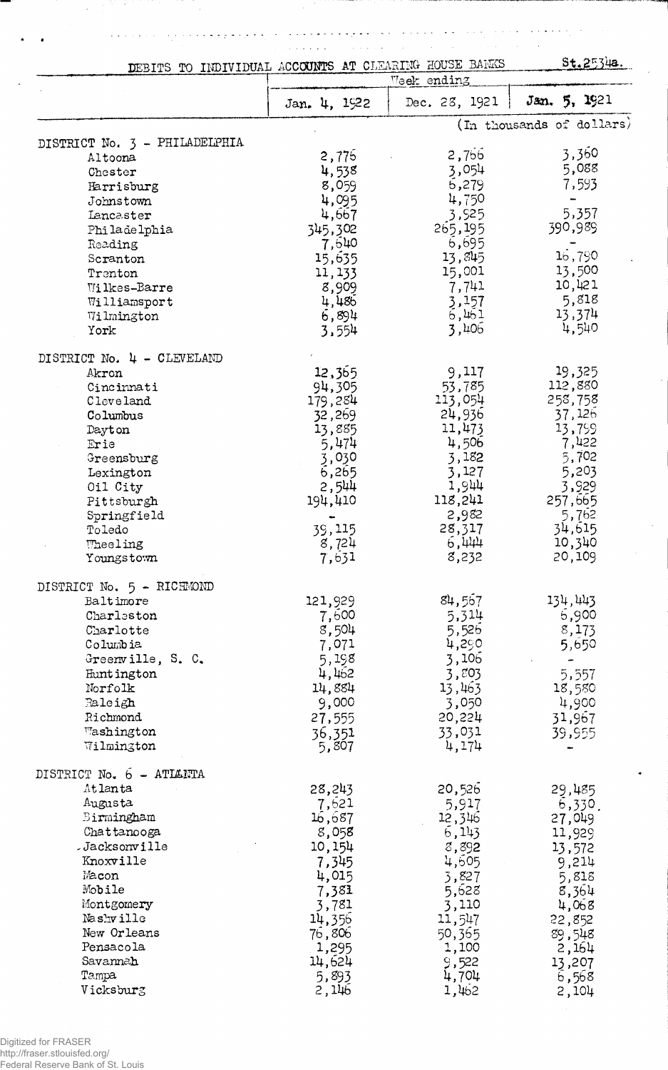DEBITS TO INDIVIDUAL ACCOUNTS AT CLEARING HOUSE BANKS St.2534a.

| | Week ending | | |
|---|---|---|---|
| | Jan. 4, 1922 | Dec. 28, 1921 | Jan. 5, 1921 |
| | | (In thousands of dollars) | |
| **DISTRICT No. 3 - PHILADELPHIA** | | | |
| Altoona | 2,776 | 2,766 | 3,360 |
| Chester | 4,538 | 3,054 | 5,088 |
| Harrisburg | 8,059 | 6,279 | 7,593 |
| Johnstown | 4,095 | 4,750 | - |
| Lancaster | 4,667 | 3,925 | 5,357 |
| Philadelphia | 345,302 | 265,195 | 390,989 |
| Reading | 7,640 | 6,695 | - |
| Scranton | 15,635 | 13,845 | 16,790 |
| Trenton | 11,133 | 15,001 | 13,500 |
| Wilkes-Barre | 8,909 | 7,741 | 10,421 |
| Williamsport | 4,486 | 3,157 | 5,818 |
| Wilmington | 6,894 | 6,461 | 13,374 |
| York | 3,554 | 3,406 | 4,540 |
| **DISTRICT No. 4 - CLEVELAND** | | | |
| Akron | 12,365 | 9,117 | 19,325 |
| Cincinnati | 94,305 | 53,785 | 112,880 |
| Cleveland | 179,284 | 113,054 | 258,758 |
| Columbus | 32,269 | 24,936 | 37,126 |
| Dayton | 13,885 | 11,473 | 13,799 |
| Erie | 5,474 | 4,506 | 7,422 |
| Greensburg | 3,030 | 3,182 | 5,702 |
| Lexington | 6,265 | 3,127 | 5,203 |
| Oil City | 2,544 | 1,944 | 3,929 |
| Pittsburgh | 194,410 | 118,241 | 257,665 |
| Springfield | - | 2,982 | 5,762 |
| Toledo | 39,115 | 28,317 | 34,615 |
| Wheeling | 8,724 | 6,444 | 10,340 |
| Youngstown | 7,631 | 8,232 | 20,109 |
| **DISTRICT No. 5 - RICHMOND** | | | |
| Baltimore | 121,929 | 84,567 | 134,443 |
| Charleston | 7,600 | 5,314 | 6,900 |
| Charlotte | 8,504 | 5,526 | 8,173 |
| Columbia | 7,071 | 4,290 | 5,650 |
| Greenville, S. C. | 5,198 | 3,106 | - |
| Huntington | 4,462 | 3,803 | 5,557 |
| Norfolk | 14,884 | 13,463 | 18,580 |
| Raleigh | 9,000 | 3,050 | 4,900 |
| Richmond | 27,555 | 20,224 | 31,967 |
| Washington | 36,351 | 33,031 | 39,955 |
| Wilmington | 5,807 | 4,174 | - |
| **DISTRICT No. 6 - ATLANTA** | | | |
| Atlanta | 28,243 | 20,526 | 29,485 |
| Augusta | 7,621 | 5,917 | 6,330 |
| Birmingham | 16,687 | 12,346 | 27,049 |
| Chattanooga | 8,058 | 6,143 | 11,929 |
| Jacksonville | 10,154 | 8,892 | 13,572 |
| Knoxville | 7,345 | 4,605 | 9,214 |
| Macon | 4,015 | 3,827 | 5,818 |
| Mobile | 7,381 | 5,628 | 8,364 |
| Montgomery | 3,781 | 3,110 | 4,068 |
| Nashville | 14,356 | 11,547 | 22,852 |
| New Orleans | 76,806 | 50,365 | 89,548 |
| Pensacola | 1,295 | 1,100 | 2,164 |
| Savannah | 14,624 | 9,522 | 13,207 |
| Tampa | 5,893 | 4,704 | 6,568 |
| Vicksburg | 2,146 | 1,462 | 2,104 |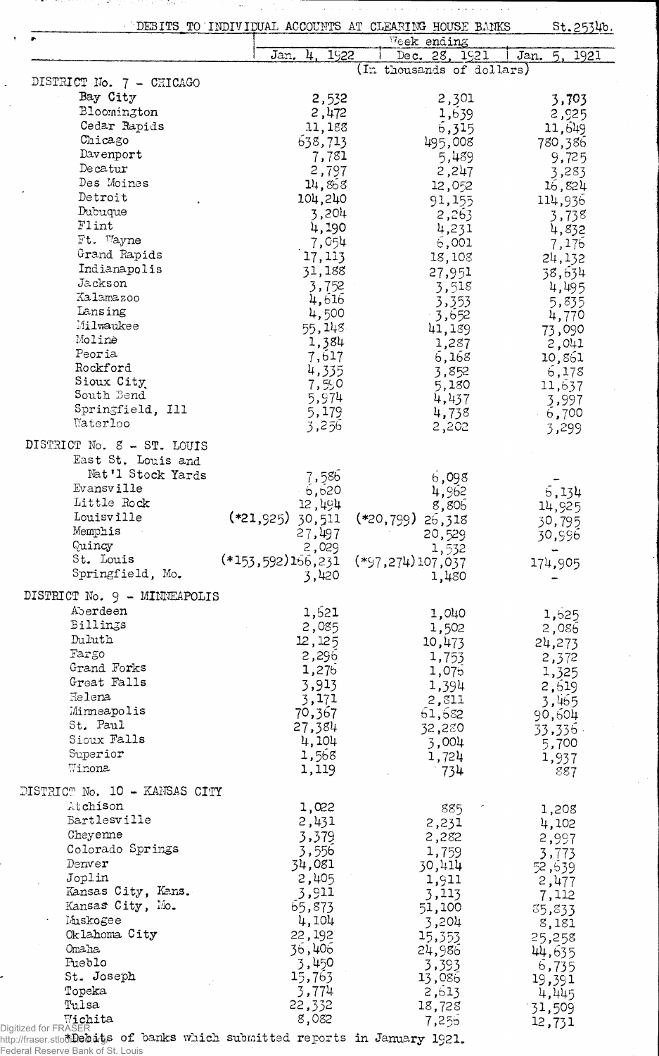DEBITS TO INDIVIDUAL ACCOUNTS AT CLEARING HOUSE BANKS St.2534b.

| | Week ending | | |
|---|---|---|---|
| | Jan. 4, 1922 | Dec. 28, 1921 | Jan. 5, 1921 |
| | (In thousands of dollars) | | |
| **DISTRICT No. 7 - CHICAGO** | | | |
| Bay City | 2,532 | 2,301 | 3,703 |
| Bloomington | 2,472 | 1,639 | 2,925 |
| Cedar Rapids | 11,188 | 6,315 | 11,649 |
| Chicago | 638,713 | 495,008 | 780,386 |
| Davenport | 7,781 | 5,489 | 9,725 |
| Decatur | 2,797 | 2,247 | 3,283 |
| Des Moines | 14,868 | 12,052 | 16,824 |
| Detroit | 104,240 | 91,155 | 114,936 |
| Dubuque | 3,204 | 2,263 | 3,738 |
| Flint | 4,190 | 4,231 | 4,832 |
| Ft. Wayne | 7,054 | 6,001 | 7,176 |
| Grand Rapids | 17,113 | 18,108 | 24,132 |
| Indianapolis | 31,188 | 27,951 | 38,634 |
| Jackson | 3,752 | 3,518 | 4,495 |
| Kalamazoo | 4,616 | 3,353 | 5,835 |
| Lansing | 4,500 | 3,652 | 4,770 |
| Milwaukee | 55,148 | 41,189 | 73,090 |
| Moline | 1,384 | 1,287 | 2,041 |
| Peoria | 7,617 | 6,168 | 10,861 |
| Rockford | 4,335 | 3,852 | 6,178 |
| Sioux City | 7,590 | 5,180 | 11,637 |
| South Bend | 5,974 | 4,437 | 3,997 |
| Springfield, Ill | 5,179 | 4,738 | 6,700 |
| Waterloo | 3,256 | 2,202 | 3,299 |
| **DISTRICT No. 8 - ST. LOUIS** | | | |
| East St. Louis and Nat'l Stock Yards | 7,586 | 6,098 | - |
| Evansville | 6,620 | 4,962 | 6,134 |
| Little Rock | 12,494 | 8,806 | 14,925 |
| Louisville | (*21,925) 30,511 | (*20,799) 26,318 | 30,795 |
| Memphis | 27,497 | 20,529 | 30,996 |
| Quincy | 2,029 | 1,532 | - |
| St. Louis | (*153,592) 166,231 | (*97,274) 107,037 | 174,905 |
| Springfield, Mo. | 3,420 | 1,480 | - |
| **DISTRICT No. 9 - MINNEAPOLIS** | | | |
| Aberdeen | 1,621 | 1,040 | 1,625 |
| Billings | 2,085 | 1,502 | 2,086 |
| Duluth | 12,125 | 10,473 | 24,273 |
| Fargo | 2,296 | 1,753 | 2,372 |
| Grand Forks | 1,276 | 1,076 | 1,325 |
| Great Falls | 3,913 | 1,394 | 2,619 |
| Helena | 3,171 | 2,811 | 3,465 |
| Minneapolis | 70,367 | 61,682 | 90,604 |
| St. Paul | 27,384 | 32,280 | 33,336 |
| Sioux Falls | 4,104 | 3,004 | 5,700 |
| Superior | 1,568 | 1,724 | 1,937 |
| Winona | 1,119 | 734 | 887 |
| **DISTRICT No. 10 - KANSAS CITY** | | | |
| Atchison | 1,022 | 885 | 1,208 |
| Bartlesville | 2,431 | 2,231 | 4,102 |
| Cheyenne | 3,379 | 2,282 | 2,997 |
| Colorado Springs | 3,556 | 1,759 | 3,773 |
| Denver | 34,081 | 30,414 | 52,639 |
| Joplin | 2,405 | 1,911 | 2,477 |
| Kansas City, Kans. | 3,911 | 3,113 | 7,112 |
| Kansas City, Mo. | 65,873 | 51,100 | 85,833 |
| Muskogee | 4,104 | 3,204 | 8,181 |
| Oklahoma City | 22,192 | 15,353 | 25,258 |
| Omaha | 36,406 | 24,986 | 44,635 |
| Pueblo | 3,450 | 3,393 | 6,735 |
| St. Joseph | 15,763 | 13,086 | 19,391 |
| Topeka | 3,774 | 2,613 | 4,445 |
| Tulsa | 22,332 | 18,728 | 31,509 |
| Wichita | 8,082 | 7,256 | 12,731 |

*Debits of banks which submitted reports in January 1921.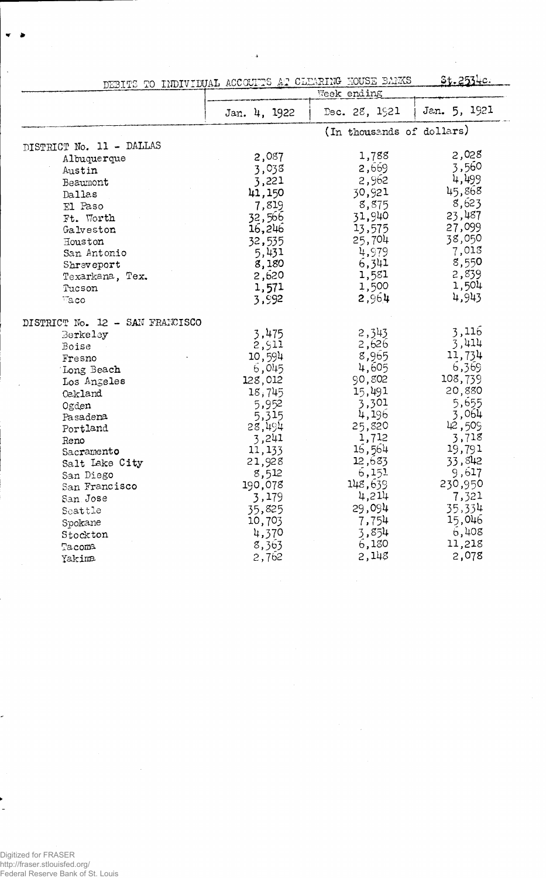DEBITS TO INDIVIDUAL ACCOUNTS AT CLEARING HOUSE BANKS St.2534c.

| | Week ending | | |
|---|---|---|---|
| | Jan. 4, 1922 | Dec. 28, 1921 | Jan. 5, 1921 |
| | (In thousands of dollars) | | |
| DISTRICT No. 11 - DALLAS | | | |
| Albuquerque | 2,087 | 1,788 | 2,028 |
| Austin | 3,038 | 2,669 | 3,560 |
| Beaumont | 3,221 | 2,962 | 4,499 |
| Dallas | 41,150 | 30,921 | 45,868 |
| El Paso | 7,819 | 8,875 | 8,623 |
| Ft. Worth | 32,566 | 31,940 | 23,487 |
| Galveston | 16,246 | 13,575 | 27,099 |
| Houston | 32,535 | 25,704 | 38,050 |
| San Antonio | 5,431 | 4,979 | 7,018 |
| Shreveport | 8,180 | 6,341 | 8,550 |
| Texarkana, Tex. | 2,620 | 1,581 | 2,839 |
| Tucson | 1,571 | 1,500 | 1,504 |
| Waco | 3,992 | 2,964 | 4,943 |
| DISTRICT No. 12 - SAN FRANCISCO | | | |
| Berkeley | 3,475 | 2,343 | 3,116 |
| Boise | 2,911 | 2,626 | 3,414 |
| Fresno | 10,594 | 8,965 | 11,734 |
| Long Beach | 6,045 | 4,605 | 6,369 |
| Los Angeles | 128,012 | 90,802 | 108,739 |
| Oakland | 18,745 | 15,491 | 20,880 |
| Ogden | 5,952 | 3,301 | 5,655 |
| Pasadena | 5,315 | 4,196 | 3,064 |
| Portland | 28,494 | 25,820 | 42,509 |
| Reno | 3,241 | 1,712 | 3,718 |
| Sacramento | 11,133 | 16,564 | 19,791 |
| Salt Lake City | 21,928 | 12,683 | 33,842 |
| San Diego | 8,512 | 6,151 | 9,617 |
| San Francisco | 190,078 | 148,639 | 230,950 |
| San Jose | 3,179 | 4,214 | 7,321 |
| Seattle | 35,825 | 29,094 | 35,334 |
| Spokane | 10,703 | 7,754 | 15,046 |
| Stockton | 4,370 | 3,854 | 6,408 |
| Tacoma | 8,363 | 6,180 | 11,218 |
| Yakima | 2,762 | 2,148 | 2,078 |